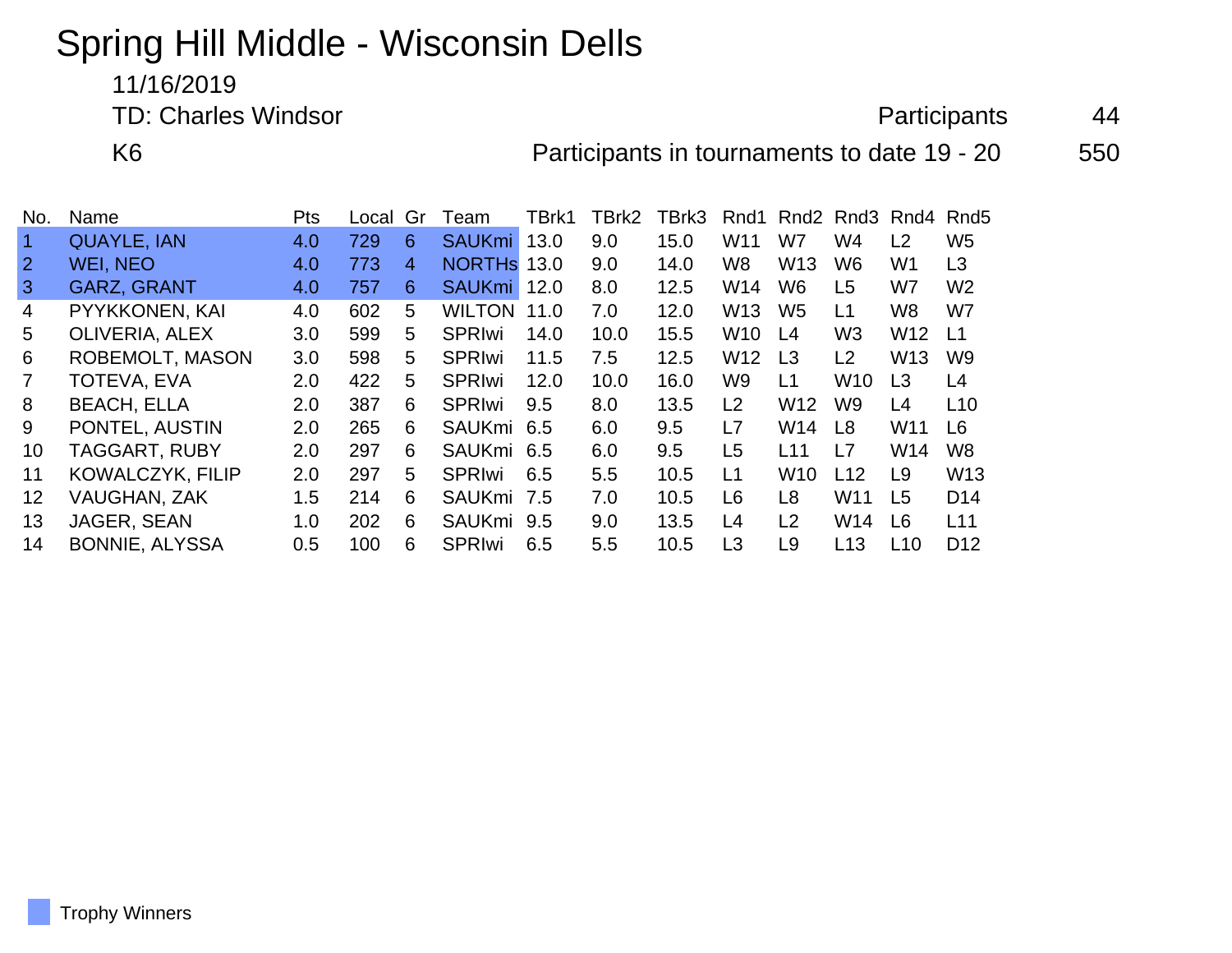# Spring Hill Middle - Wisconsin Dells

11/16/2019

TD: Charles Windsor

Participants 44

K6

Participants in tournaments to date 19 - 20 550

| No. | Name | Pts | Local | Gr | Team | TBrk1 | TBrk2 | TBrk3 | Rnd1 | Rnd2 | Rnd3 | Rnd4 | Rnd5 |
|---|---|---|---|---|---|---|---|---|---|---|---|---|---|
| 1 | QUAYLE, IAN | 4.0 | 729 | 6 | SAUKmi | 13.0 | 9.0 | 15.0 | W11 | W7 | W4 | L2 | W5 |
| 2 | WEI, NEO | 4.0 | 773 | 4 | NORTHs | 13.0 | 9.0 | 14.0 | W8 | W13 | W6 | W1 | L3 |
| 3 | GARZ, GRANT | 4.0 | 757 | 6 | SAUKmi | 12.0 | 8.0 | 12.5 | W14 | W6 | L5 | W7 | W2 |
| 4 | PYYKKONEN, KAI | 4.0 | 602 | 5 | WILTON | 11.0 | 7.0 | 12.0 | W13 | W5 | L1 | W8 | W7 |
| 5 | OLIVERIA, ALEX | 3.0 | 599 | 5 | SPRIwi | 14.0 | 10.0 | 15.5 | W10 | L4 | W3 | W12 | L1 |
| 6 | ROBEMOLT, MASON | 3.0 | 598 | 5 | SPRIwi | 11.5 | 7.5 | 12.5 | W12 | L3 | L2 | W13 | W9 |
| 7 | TOTEVA, EVA | 2.0 | 422 | 5 | SPRIwi | 12.0 | 10.0 | 16.0 | W9 | L1 | W10 | L3 | L4 |
| 8 | BEACH, ELLA | 2.0 | 387 | 6 | SPRIwi | 9.5 | 8.0 | 13.5 | L2 | W12 | W9 | L4 | L10 |
| 9 | PONTEL, AUSTIN | 2.0 | 265 | 6 | SAUKmi | 6.5 | 6.0 | 9.5 | L7 | W14 | L8 | W11 | L6 |
| 10 | TAGGART, RUBY | 2.0 | 297 | 6 | SAUKmi | 6.5 | 6.0 | 9.5 | L5 | L11 | L7 | W14 | W8 |
| 11 | KOWALCZYK, FILIP | 2.0 | 297 | 5 | SPRIwi | 6.5 | 5.5 | 10.5 | L1 | W10 | L12 | L9 | W13 |
| 12 | VAUGHAN, ZAK | 1.5 | 214 | 6 | SAUKmi | 7.5 | 7.0 | 10.5 | L6 | L8 | W11 | L5 | D14 |
| 13 | JAGER, SEAN | 1.0 | 202 | 6 | SAUKmi | 9.5 | 9.0 | 13.5 | L4 | L2 | W14 | L6 | L11 |
| 14 | BONNIE, ALYSSA | 0.5 | 100 | 6 | SPRIwi | 6.5 | 5.5 | 10.5 | L3 | L9 | L13 | L10 | D12 |

Trophy Winners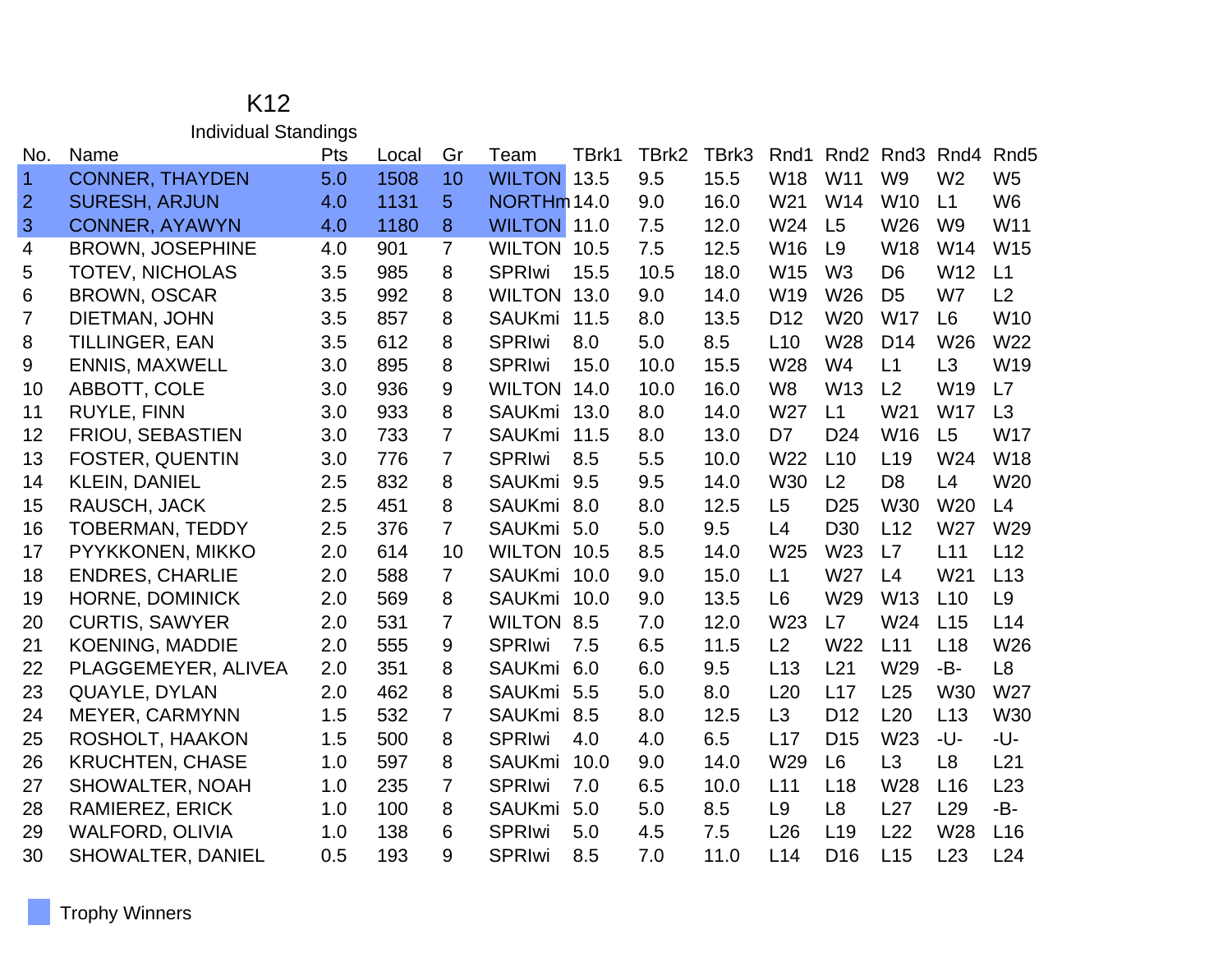# K12

## Individual Standings

| No. | Name | Pts | Local | Gr | Team | TBrk1 | TBrk2 | TBrk3 | Rnd1 | Rnd2 | Rnd3 | Rnd4 | Rnd5 |
|---|---|---|---|---|---|---|---|---|---|---|---|---|---|
| 1 | CONNER, THAYDEN | 5.0 | 1508 | 10 | WILTON | 13.5 | 9.5 | 15.5 | W18 | W11 | W9 | W2 | W5 |
| 2 | SURESH, ARJUN | 4.0 | 1131 | 5 | NORTHm | 14.0 | 9.0 | 16.0 | W21 | W14 | W10 | L1 | W6 |
| 3 | CONNER, AYAWYN | 4.0 | 1180 | 8 | WILTON | 11.0 | 7.5 | 12.0 | W24 | L5 | W26 | W9 | W11 |
| 4 | BROWN, JOSEPHINE | 4.0 | 901 | 7 | WILTON | 10.5 | 7.5 | 12.5 | W16 | L9 | W18 | W14 | W15 |
| 5 | TOTEV, NICHOLAS | 3.5 | 985 | 8 | SPRIwi | 15.5 | 10.5 | 18.0 | W15 | W3 | D6 | W12 | L1 |
| 6 | BROWN, OSCAR | 3.5 | 992 | 8 | WILTON | 13.0 | 9.0 | 14.0 | W19 | W26 | D5 | W7 | L2 |
| 7 | DIETMAN, JOHN | 3.5 | 857 | 8 | SAUKmi | 11.5 | 8.0 | 13.5 | D12 | W20 | W17 | L6 | W10 |
| 8 | TILLINGER, EAN | 3.5 | 612 | 8 | SPRIwi | 8.0 | 5.0 | 8.5 | L10 | W28 | D14 | W26 | W22 |
| 9 | ENNIS, MAXWELL | 3.0 | 895 | 8 | SPRIwi | 15.0 | 10.0 | 15.5 | W28 | W4 | L1 | L3 | W19 |
| 10 | ABBOTT, COLE | 3.0 | 936 | 9 | WILTON | 14.0 | 10.0 | 16.0 | W8 | W13 | L2 | W19 | L7 |
| 11 | RUYLE, FINN | 3.0 | 933 | 8 | SAUKmi | 13.0 | 8.0 | 14.0 | W27 | L1 | W21 | W17 | L3 |
| 12 | FRIOU, SEBASTIEN | 3.0 | 733 | 7 | SAUKmi | 11.5 | 8.0 | 13.0 | D7 | D24 | W16 | L5 | W17 |
| 13 | FOSTER, QUENTIN | 3.0 | 776 | 7 | SPRIwi | 8.5 | 5.5 | 10.0 | W22 | L10 | L19 | W24 | W18 |
| 14 | KLEIN, DANIEL | 2.5 | 832 | 8 | SAUKmi | 9.5 | 9.5 | 14.0 | W30 | L2 | D8 | L4 | W20 |
| 15 | RAUSCH, JACK | 2.5 | 451 | 8 | SAUKmi | 8.0 | 8.0 | 12.5 | L5 | D25 | W30 | W20 | L4 |
| 16 | TOBERMAN, TEDDY | 2.5 | 376 | 7 | SAUKmi | 5.0 | 5.0 | 9.5 | L4 | D30 | L12 | W27 | W29 |
| 17 | PYYKKONEN, MIKKO | 2.0 | 614 | 10 | WILTON | 10.5 | 8.5 | 14.0 | W25 | W23 | L7 | L11 | L12 |
| 18 | ENDRES, CHARLIE | 2.0 | 588 | 7 | SAUKmi | 10.0 | 9.0 | 15.0 | L1 | W27 | L4 | W21 | L13 |
| 19 | HORNE, DOMINICK | 2.0 | 569 | 8 | SAUKmi | 10.0 | 9.0 | 13.5 | L6 | W29 | W13 | L10 | L9 |
| 20 | CURTIS, SAWYER | 2.0 | 531 | 7 | WILTON | 8.5 | 7.0 | 12.0 | W23 | L7 | W24 | L15 | L14 |
| 21 | KOENING, MADDIE | 2.0 | 555 | 9 | SPRIwi | 7.5 | 6.5 | 11.5 | L2 | W22 | L11 | L18 | W26 |
| 22 | PLAGGEMEYER, ALIVEA | 2.0 | 351 | 8 | SAUKmi | 6.0 | 6.0 | 9.5 | L13 | L21 | W29 | -B- | L8 |
| 23 | QUAYLE, DYLAN | 2.0 | 462 | 8 | SAUKmi | 5.5 | 5.0 | 8.0 | L20 | L17 | L25 | W30 | W27 |
| 24 | MEYER, CARMYNN | 1.5 | 532 | 7 | SAUKmi | 8.5 | 8.0 | 12.5 | L3 | D12 | L20 | L13 | W30 |
| 25 | ROSHOLT, HAAKON | 1.5 | 500 | 8 | SPRIwi | 4.0 | 4.0 | 6.5 | L17 | D15 | W23 | -U- | -U- |
| 26 | KRUCHTEN, CHASE | 1.0 | 597 | 8 | SAUKmi | 10.0 | 9.0 | 14.0 | W29 | L6 | L3 | L8 | L21 |
| 27 | SHOWALTER, NOAH | 1.0 | 235 | 7 | SPRIwi | 7.0 | 6.5 | 10.0 | L11 | L18 | W28 | L16 | L23 |
| 28 | RAMIEREZ, ERICK | 1.0 | 100 | 8 | SAUKmi | 5.0 | 5.0 | 8.5 | L9 | L8 | L27 | L29 | -B- |
| 29 | WALFORD, OLIVIA | 1.0 | 138 | 6 | SPRIwi | 5.0 | 4.5 | 7.5 | L26 | L19 | L22 | W28 | L16 |
| 30 | SHOWALTER, DANIEL | 0.5 | 193 | 9 | SPRIwi | 8.5 | 7.0 | 11.0 | L14 | D16 | L15 | L23 | L24 |

Trophy Winners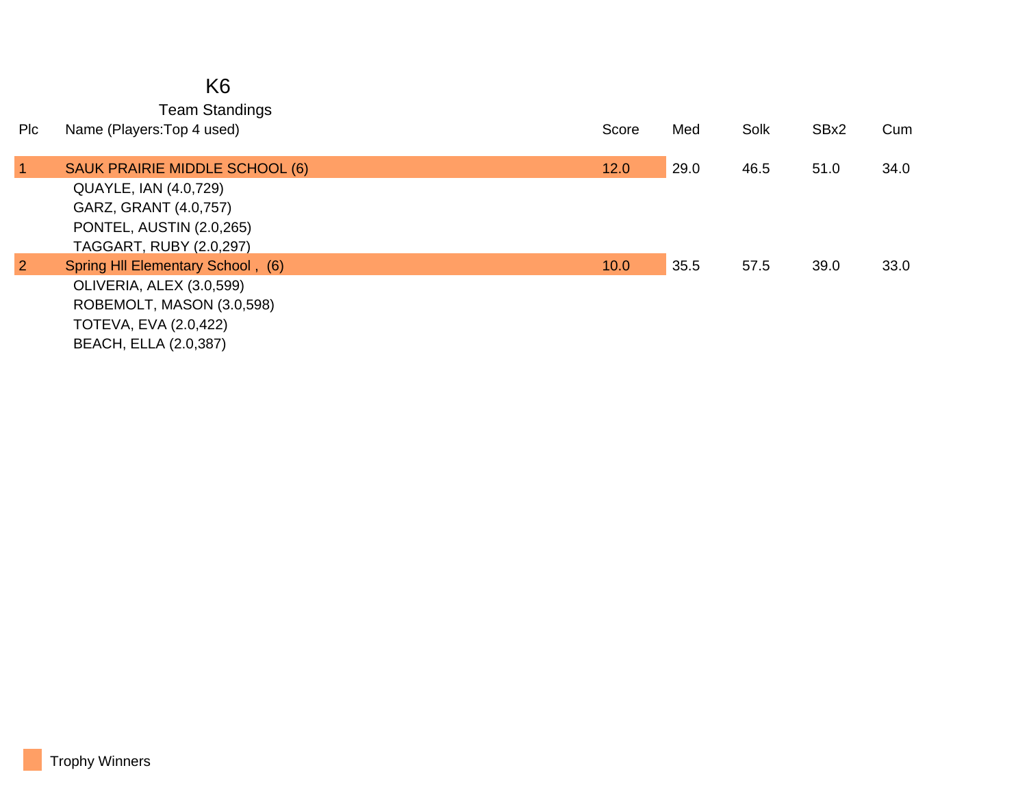# K6

## Team Standings

| Plc | Name (Players:Top 4 used) | Score | Med | Solk | SBx2 | Cum |
|---|---|---|---|---|---|---|
| 1 | SAUK PRAIRIE MIDDLE SCHOOL (6) | 12.0 | 29.0 | 46.5 | 51.0 | 34.0 |
| | QUAYLE, IAN (4.0,729) | | | | | |
| | GARZ, GRANT (4.0,757) | | | | | |
| | PONTEL, AUSTIN (2.0,265) | | | | | |
| | TAGGART, RUBY (2.0,297) | | | | | |
| 2 | Spring Hll Elementary School , (6) | 10.0 | 35.5 | 57.5 | 39.0 | 33.0 |
| | OLIVERIA, ALEX (3.0,599) | | | | | |
| | ROBEMOLT, MASON (3.0,598) | | | | | |
| | TOTEVA, EVA (2.0,422) | | | | | |
| | BEACH, ELLA (2.0,387) | | | | | |

Trophy Winners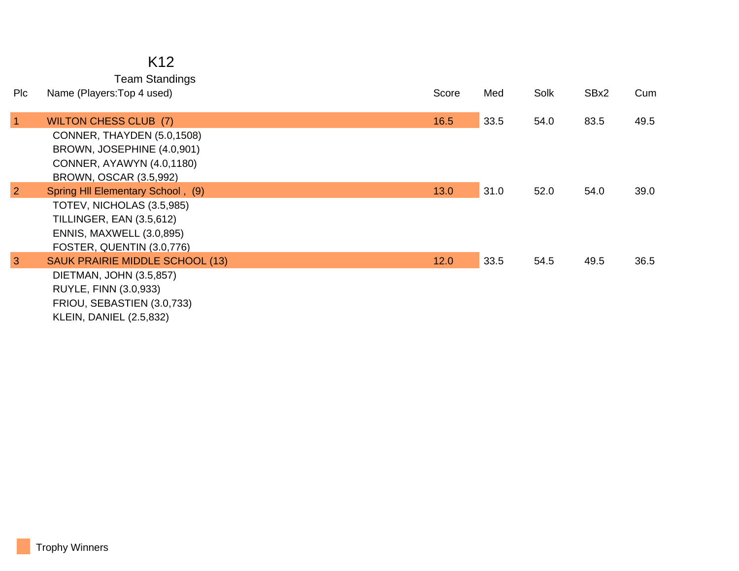# K12

## Team Standings

| Plc | Name (Players:Top 4 used) | Score | Med | Solk | SBx2 | Cum |
|---|---|---|---|---|---|---|
| 1 | WILTON CHESS CLUB (7) | 16.5 | 33.5 | 54.0 | 83.5 | 49.5 |
| | CONNER, THAYDEN (5.0,1508) | | | | | |
| | BROWN, JOSEPHINE (4.0,901) | | | | | |
| | CONNER, AYAWYN (4.0,1180) | | | | | |
| | BROWN, OSCAR (3.5,992) | | | | | |
| 2 | Spring Hll Elementary School , (9) | 13.0 | 31.0 | 52.0 | 54.0 | 39.0 |
| | TOTEV, NICHOLAS (3.5,985) | | | | | |
| | TILLINGER, EAN (3.5,612) | | | | | |
| | ENNIS, MAXWELL (3.0,895) | | | | | |
| | FOSTER, QUENTIN (3.0,776) | | | | | |
| 3 | SAUK PRAIRIE MIDDLE SCHOOL (13) | 12.0 | 33.5 | 54.5 | 49.5 | 36.5 |
| | DIETMAN, JOHN (3.5,857) | | | | | |
| | RUYLE, FINN (3.0,933) | | | | | |
| | FRIOU, SEBASTIEN (3.0,733) | | | | | |
| | KLEIN, DANIEL (2.5,832) | | | | | |

Trophy Winners